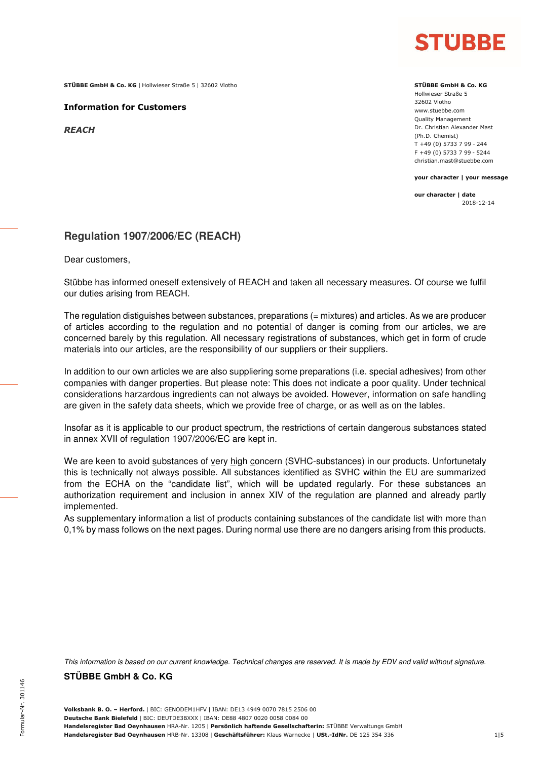STÜBBE

**STÜBBE GmbH & Co. KG** | Hollwieser Straße 5 | 32602 Vlotho

**STÜBBE GmbH & Co. KG**
Hollwieser Straße 5
32602 Vlotho
www.stuebbe.com
Quality Management
Dr. Christian Alexander Mast
(Ph.D. Chemist)
T +49 (0) 5733 7 99 - 244
F +49 (0) 5733 7 99 - 5244
christian.mast@stuebbe.com

**your character | your message**

**our character | date**
2018-12-14

**Information for Customers**

***REACH***

## Regulation 1907/2006/EC (REACH)

Dear customers,

Stübbe has informed oneself extensively of REACH and taken all necessary measures. Of course we fulfil our duties arising from REACH.

The regulation distiguishes between substances, preparations (= mixtures) and articles. As we are producer of articles according to the regulation and no potential of danger is coming from our articles, we are concerned barely by this regulation. All necessary registrations of substances, which get in form of crude materials into our articles, are the responsibility of our suppliers or their suppliers.

In addition to our own articles we are also suppliering some preparations (i.e. special adhesives) from other companies with danger properties. But please note: This does not indicate a poor quality. Under technical considerations harzardous ingredients can not always be avoided. However, information on safe handling are given in the safety data sheets, which we provide free of charge, or as well as on the lables.

Insofar as it is applicable to our product spectrum, the restrictions of certain dangerous substances stated in annex XVII of regulation 1907/2006/EC are kept in.

We are keen to avoid substances of very high concern (SVHC-substances) in our products. Unfortunetaly this is technically not always possible. All substances identified as SVHC within the EU are summarized from the ECHA on the "candidate list", which will be updated regularly. For these substances an authorization requirement and inclusion in annex XIV of the regulation are planned and already partly implemented.

As supplementary information a list of products containing substances of the candidate list with more than 0,1% by mass follows on the next pages. During normal use there are no dangers arising from this products.

*This information is based on our current knowledge. Technical changes are reserved. It is made by EDV and valid without signature.*

**STÜBBE GmbH & Co. KG**

**Volksbank B. O. – Herford.** | BIC: GENODEM1HFV | IBAN: DE13 4949 0070 7815 2506 00
**Deutsche Bank Bielefeld** | BIC: DEUTDE3BXXX | IBAN: DE88 4807 0020 0058 0084 00
**Handelsregister Bad Oeynhausen** HRA-Nr. 1205 | **Persönlich haftende Gesellschafterin:** STÜBBE Verwaltungs GmbH
**Handelsregister Bad Oeynhausen** HRB-Nr. 13308 | **Geschäftsführer:** Klaus Warnecke | **USt.-IdNr.** DE 125 354 336

Formular-Nr. 301146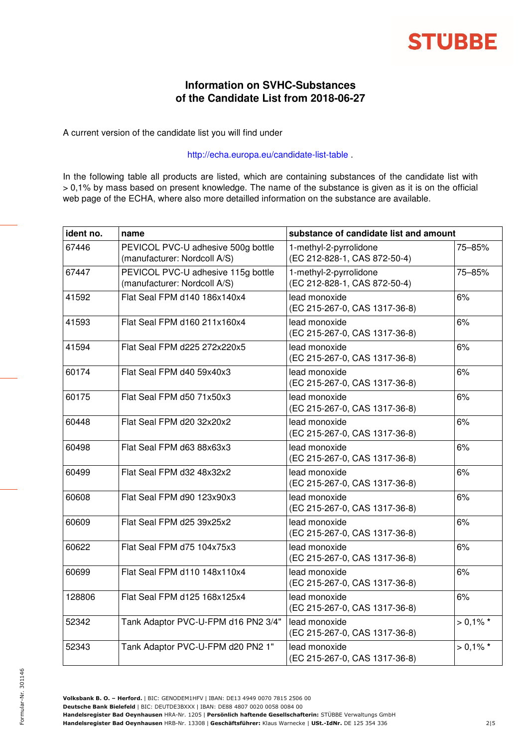## Information on SVHC-Substances of the Candidate List from 2018-06-27

A current version of the candidate list you will find under

http://echa.europa.eu/candidate-list-table .

In the following table all products are listed, which are containing substances of the candidate list with > 0,1% by mass based on present knowledge. The name of the substance is given as it is on the official web page of the ECHA, where also more detailled information on the substance are available.

| ident no. | name | substance of candidate list and amount | |
|---|---|---|---|
| 67446 | PEVICOL PVC-U adhesive 500g bottle (manufacturer: Nordcoll A/S) | 1-methyl-2-pyrrolidone (EC 212-828-1, CAS 872-50-4) | 75–85% |
| 67447 | PEVICOL PVC-U adhesive 115g bottle (manufacturer: Nordcoll A/S) | 1-methyl-2-pyrrolidone (EC 212-828-1, CAS 872-50-4) | 75–85% |
| 41592 | Flat Seal FPM d140 186x140x4 | lead monoxide (EC 215-267-0, CAS 1317-36-8) | 6% |
| 41593 | Flat Seal FPM d160 211x160x4 | lead monoxide (EC 215-267-0, CAS 1317-36-8) | 6% |
| 41594 | Flat Seal FPM d225 272x220x5 | lead monoxide (EC 215-267-0, CAS 1317-36-8) | 6% |
| 60174 | Flat Seal FPM d40 59x40x3 | lead monoxide (EC 215-267-0, CAS 1317-36-8) | 6% |
| 60175 | Flat Seal FPM d50 71x50x3 | lead monoxide (EC 215-267-0, CAS 1317-36-8) | 6% |
| 60448 | Flat Seal FPM d20 32x20x2 | lead monoxide (EC 215-267-0, CAS 1317-36-8) | 6% |
| 60498 | Flat Seal FPM d63 88x63x3 | lead monoxide (EC 215-267-0, CAS 1317-36-8) | 6% |
| 60499 | Flat Seal FPM d32 48x32x2 | lead monoxide (EC 215-267-0, CAS 1317-36-8) | 6% |
| 60608 | Flat Seal FPM d90 123x90x3 | lead monoxide (EC 215-267-0, CAS 1317-36-8) | 6% |
| 60609 | Flat Seal FPM d25 39x25x2 | lead monoxide (EC 215-267-0, CAS 1317-36-8) | 6% |
| 60622 | Flat Seal FPM d75 104x75x3 | lead monoxide (EC 215-267-0, CAS 1317-36-8) | 6% |
| 60699 | Flat Seal FPM d110 148x110x4 | lead monoxide (EC 215-267-0, CAS 1317-36-8) | 6% |
| 128806 | Flat Seal FPM d125 168x125x4 | lead monoxide (EC 215-267-0, CAS 1317-36-8) | 6% |
| 52342 | Tank Adaptor PVC-U-FPM d16 PN2 3/4" | lead monoxide (EC 215-267-0, CAS 1317-36-8) | > 0,1% * |
| 52343 | Tank Adaptor PVC-U-FPM d20 PN2 1" | lead monoxide (EC 215-267-0, CAS 1317-36-8) | > 0,1% * |

**Volksbank B. O. – Herford.** | BIC: GENODEM1HFV | IBAN: DE13 4949 0070 7815 2506 00
**Deutsche Bank Bielefeld** | BIC: DEUTDE3BXXX | IBAN: DE88 4807 0020 0058 0084 00
**Handelsregister Bad Oeynhausen** HRA-Nr. 1205 | **Persönlich haftende Gesellschafterin:** STÜBBE Verwaltungs GmbH
**Handelsregister Bad Oeynhausen** HRB-Nr. 13308 | **Geschäftsführer:** Klaus Warnecke | **USt.-IdNr.** DE 125 354 336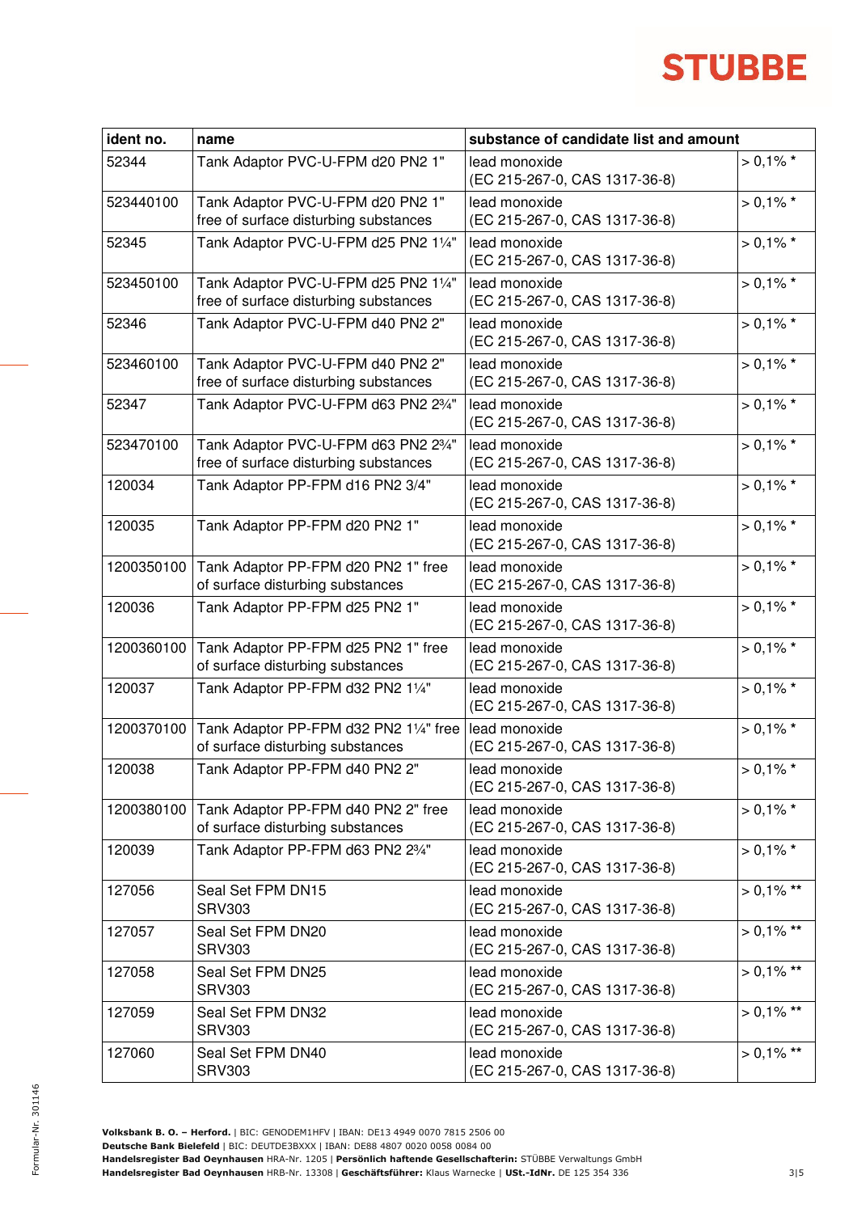| ident no. | name | substance of candidate list and amount | |
|---|---|---|---|
| 52344 | Tank Adaptor PVC-U-FPM d20 PN2 1" | lead monoxide (EC 215-267-0, CAS 1317-36-8) | > 0,1% * |
| 523440100 | Tank Adaptor PVC-U-FPM d20 PN2 1" free of surface disturbing substances | lead monoxide (EC 215-267-0, CAS 1317-36-8) | > 0,1% * |
| 52345 | Tank Adaptor PVC-U-FPM d25 PN2 1¼" | lead monoxide (EC 215-267-0, CAS 1317-36-8) | > 0,1% * |
| 523450100 | Tank Adaptor PVC-U-FPM d25 PN2 1¼" free of surface disturbing substances | lead monoxide (EC 215-267-0, CAS 1317-36-8) | > 0,1% * |
| 52346 | Tank Adaptor PVC-U-FPM d40 PN2 2" | lead monoxide (EC 215-267-0, CAS 1317-36-8) | > 0,1% * |
| 523460100 | Tank Adaptor PVC-U-FPM d40 PN2 2" free of surface disturbing substances | lead monoxide (EC 215-267-0, CAS 1317-36-8) | > 0,1% * |
| 52347 | Tank Adaptor PVC-U-FPM d63 PN2 2¾" | lead monoxide (EC 215-267-0, CAS 1317-36-8) | > 0,1% * |
| 523470100 | Tank Adaptor PVC-U-FPM d63 PN2 2¾" free of surface disturbing substances | lead monoxide (EC 215-267-0, CAS 1317-36-8) | > 0,1% * |
| 120034 | Tank Adaptor PP-FPM d16 PN2 3/4" | lead monoxide (EC 215-267-0, CAS 1317-36-8) | > 0,1% * |
| 120035 | Tank Adaptor PP-FPM d20 PN2 1" | lead monoxide (EC 215-267-0, CAS 1317-36-8) | > 0,1% * |
| 1200350100 | Tank Adaptor PP-FPM d20 PN2 1" free of surface disturbing substances | lead monoxide (EC 215-267-0, CAS 1317-36-8) | > 0,1% * |
| 120036 | Tank Adaptor PP-FPM d25 PN2 1" | lead monoxide (EC 215-267-0, CAS 1317-36-8) | > 0,1% * |
| 1200360100 | Tank Adaptor PP-FPM d25 PN2 1" free of surface disturbing substances | lead monoxide (EC 215-267-0, CAS 1317-36-8) | > 0,1% * |
| 120037 | Tank Adaptor PP-FPM d32 PN2 1¼" | lead monoxide (EC 215-267-0, CAS 1317-36-8) | > 0,1% * |
| 1200370100 | Tank Adaptor PP-FPM d32 PN2 1¼" free of surface disturbing substances | lead monoxide (EC 215-267-0, CAS 1317-36-8) | > 0,1% * |
| 120038 | Tank Adaptor PP-FPM d40 PN2 2" | lead monoxide (EC 215-267-0, CAS 1317-36-8) | > 0,1% * |
| 1200380100 | Tank Adaptor PP-FPM d40 PN2 2" free of surface disturbing substances | lead monoxide (EC 215-267-0, CAS 1317-36-8) | > 0,1% * |
| 120039 | Tank Adaptor PP-FPM d63 PN2 2¾" | lead monoxide (EC 215-267-0, CAS 1317-36-8) | > 0,1% * |
| 127056 | Seal Set FPM DN15 SRV303 | lead monoxide (EC 215-267-0, CAS 1317-36-8) | > 0,1% ** |
| 127057 | Seal Set FPM DN20 SRV303 | lead monoxide (EC 215-267-0, CAS 1317-36-8) | > 0,1% ** |
| 127058 | Seal Set FPM DN25 SRV303 | lead monoxide (EC 215-267-0, CAS 1317-36-8) | > 0,1% ** |
| 127059 | Seal Set FPM DN32 SRV303 | lead monoxide (EC 215-267-0, CAS 1317-36-8) | > 0,1% ** |
| 127060 | Seal Set FPM DN40 SRV303 | lead monoxide (EC 215-267-0, CAS 1317-36-8) | > 0,1% ** |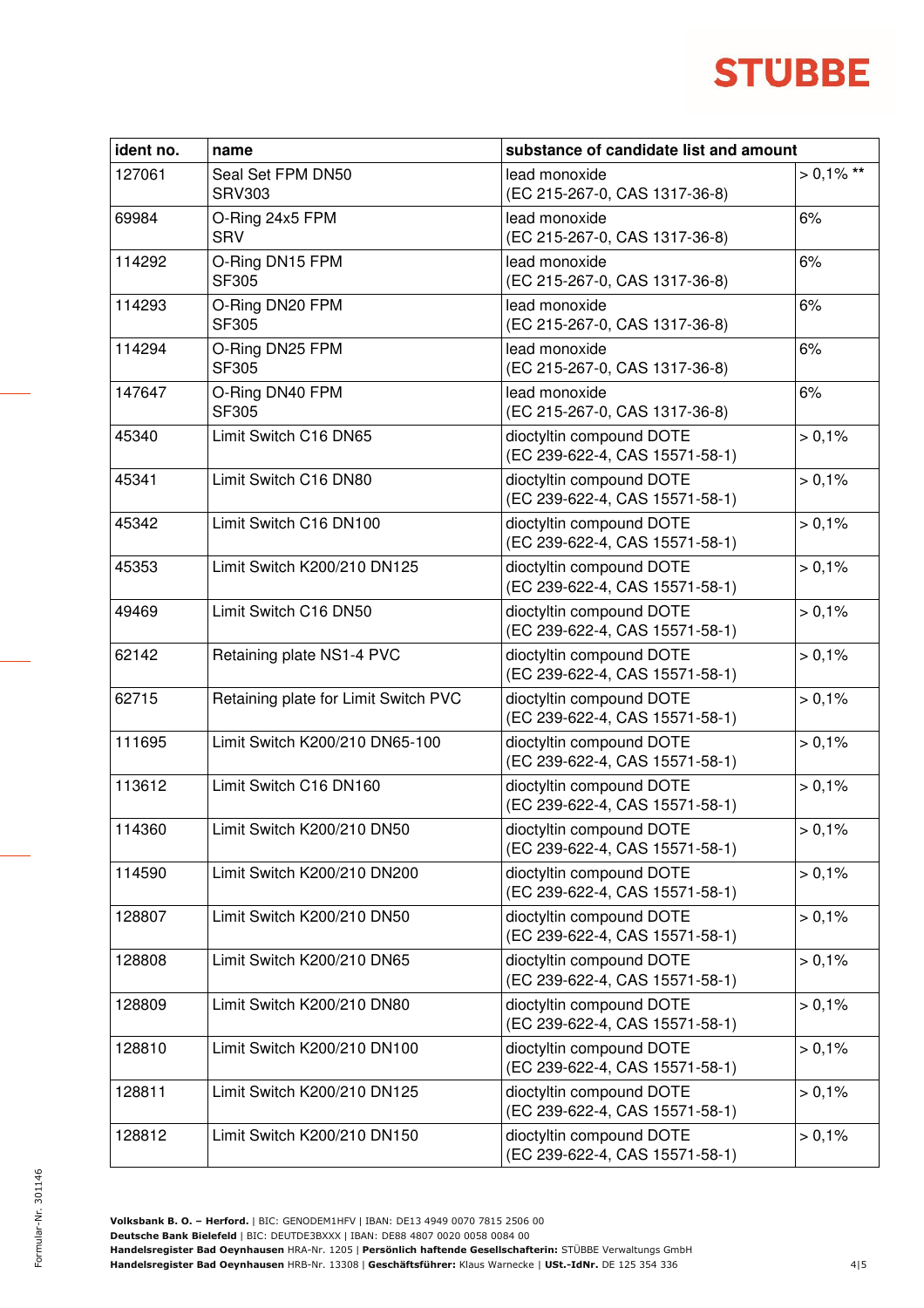| ident no. | name | substance of candidate list and amount | |
|---|---|---|---|
| 127061 | Seal Set FPM DN50 SRV303 | lead monoxide (EC 215-267-0, CAS 1317-36-8) | > 0,1% ** |
| 69984 | O-Ring 24x5 FPM SRV | lead monoxide (EC 215-267-0, CAS 1317-36-8) | 6% |
| 114292 | O-Ring DN15 FPM SF305 | lead monoxide (EC 215-267-0, CAS 1317-36-8) | 6% |
| 114293 | O-Ring DN20 FPM SF305 | lead monoxide (EC 215-267-0, CAS 1317-36-8) | 6% |
| 114294 | O-Ring DN25 FPM SF305 | lead monoxide (EC 215-267-0, CAS 1317-36-8) | 6% |
| 147647 | O-Ring DN40 FPM SF305 | lead monoxide (EC 215-267-0, CAS 1317-36-8) | 6% |
| 45340 | Limit Switch C16 DN65 | dioctyltin compound DOTE (EC 239-622-4, CAS 15571-58-1) | > 0,1% |
| 45341 | Limit Switch C16 DN80 | dioctyltin compound DOTE (EC 239-622-4, CAS 15571-58-1) | > 0,1% |
| 45342 | Limit Switch C16 DN100 | dioctyltin compound DOTE (EC 239-622-4, CAS 15571-58-1) | > 0,1% |
| 45353 | Limit Switch K200/210 DN125 | dioctyltin compound DOTE (EC 239-622-4, CAS 15571-58-1) | > 0,1% |
| 49469 | Limit Switch C16 DN50 | dioctyltin compound DOTE (EC 239-622-4, CAS 15571-58-1) | > 0,1% |
| 62142 | Retaining plate NS1-4 PVC | dioctyltin compound DOTE (EC 239-622-4, CAS 15571-58-1) | > 0,1% |
| 62715 | Retaining plate for Limit Switch PVC | dioctyltin compound DOTE (EC 239-622-4, CAS 15571-58-1) | > 0,1% |
| 111695 | Limit Switch K200/210 DN65-100 | dioctyltin compound DOTE (EC 239-622-4, CAS 15571-58-1) | > 0,1% |
| 113612 | Limit Switch C16 DN160 | dioctyltin compound DOTE (EC 239-622-4, CAS 15571-58-1) | > 0,1% |
| 114360 | Limit Switch K200/210 DN50 | dioctyltin compound DOTE (EC 239-622-4, CAS 15571-58-1) | > 0,1% |
| 114590 | Limit Switch K200/210 DN200 | dioctyltin compound DOTE (EC 239-622-4, CAS 15571-58-1) | > 0,1% |
| 128807 | Limit Switch K200/210 DN50 | dioctyltin compound DOTE (EC 239-622-4, CAS 15571-58-1) | > 0,1% |
| 128808 | Limit Switch K200/210 DN65 | dioctyltin compound DOTE (EC 239-622-4, CAS 15571-58-1) | > 0,1% |
| 128809 | Limit Switch K200/210 DN80 | dioctyltin compound DOTE (EC 239-622-4, CAS 15571-58-1) | > 0,1% |
| 128810 | Limit Switch K200/210 DN100 | dioctyltin compound DOTE (EC 239-622-4, CAS 15571-58-1) | > 0,1% |
| 128811 | Limit Switch K200/210 DN125 | dioctyltin compound DOTE (EC 239-622-4, CAS 15571-58-1) | > 0,1% |
| 128812 | Limit Switch K200/210 DN150 | dioctyltin compound DOTE (EC 239-622-4, CAS 15571-58-1) | > 0,1% |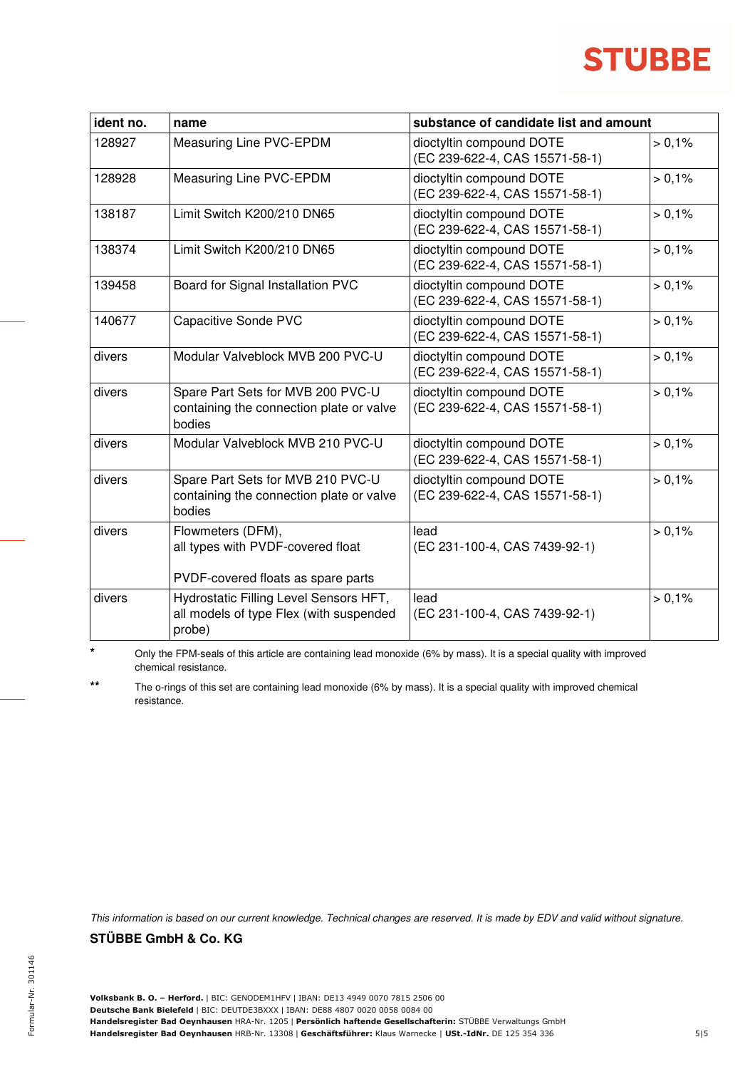| ident no. | name | substance of candidate list and amount | |
|---|---|---|---|
| 128927 | Measuring Line PVC-EPDM | dioctyltin compound DOTE (EC 239-622-4, CAS 15571-58-1) | > 0,1% |
| 128928 | Measuring Line PVC-EPDM | dioctyltin compound DOTE (EC 239-622-4, CAS 15571-58-1) | > 0,1% |
| 138187 | Limit Switch K200/210 DN65 | dioctyltin compound DOTE (EC 239-622-4, CAS 15571-58-1) | > 0,1% |
| 138374 | Limit Switch K200/210 DN65 | dioctyltin compound DOTE (EC 239-622-4, CAS 15571-58-1) | > 0,1% |
| 139458 | Board for Signal Installation PVC | dioctyltin compound DOTE (EC 239-622-4, CAS 15571-58-1) | > 0,1% |
| 140677 | Capacitive Sonde PVC | dioctyltin compound DOTE (EC 239-622-4, CAS 15571-58-1) | > 0,1% |
| divers | Modular Valveblock MVB 200 PVC-U | dioctyltin compound DOTE (EC 239-622-4, CAS 15571-58-1) | > 0,1% |
| divers | Spare Part Sets for MVB 200 PVC-U containing the connection plate or valve bodies | dioctyltin compound DOTE (EC 239-622-4, CAS 15571-58-1) | > 0,1% |
| divers | Modular Valveblock MVB 210 PVC-U | dioctyltin compound DOTE (EC 239-622-4, CAS 15571-58-1) | > 0,1% |
| divers | Spare Part Sets for MVB 210 PVC-U containing the connection plate or valve bodies | dioctyltin compound DOTE (EC 239-622-4, CAS 15571-58-1) | > 0,1% |
| divers | Flowmeters (DFM), all types with PVDF-covered float<br><br>PVDF-covered floats as spare parts | lead (EC 231-100-4, CAS 7439-92-1) | > 0,1% |
| divers | Hydrostatic Filling Level Sensors HFT, all models of type Flex (with suspended probe) | lead (EC 231-100-4, CAS 7439-92-1) | > 0,1% |

\* Only the FPM-seals of this article are containing lead monoxide (6% by mass). It is a special quality with improved chemical resistance.

\** The o-rings of this set are containing lead monoxide (6% by mass). It is a special quality with improved chemical resistance.

*This information is based on our current knowledge. Technical changes are reserved. It is made by EDV and valid without signature.*

**STÜBBE GmbH & Co. KG**

**Volksbank B. O. – Herford.** | BIC: GENODEM1HFV | IBAN: DE13 4949 0070 7815 2506 00
**Deutsche Bank Bielefeld** | BIC: DEUTDE3BXXX | IBAN: DE88 4807 0020 0058 0084 00
**Handelsregister Bad Oeynhausen** HRA-Nr. 1205 | **Persönlich haftende Gesellschafterin:** STÜBBE Verwaltungs GmbH
**Handelsregister Bad Oeynhausen** HRB-Nr. 13308 | **Geschäftsführer:** Klaus Warnecke | **USt.-IdNr.** DE 125 354 336

Formular-Nr. 301146